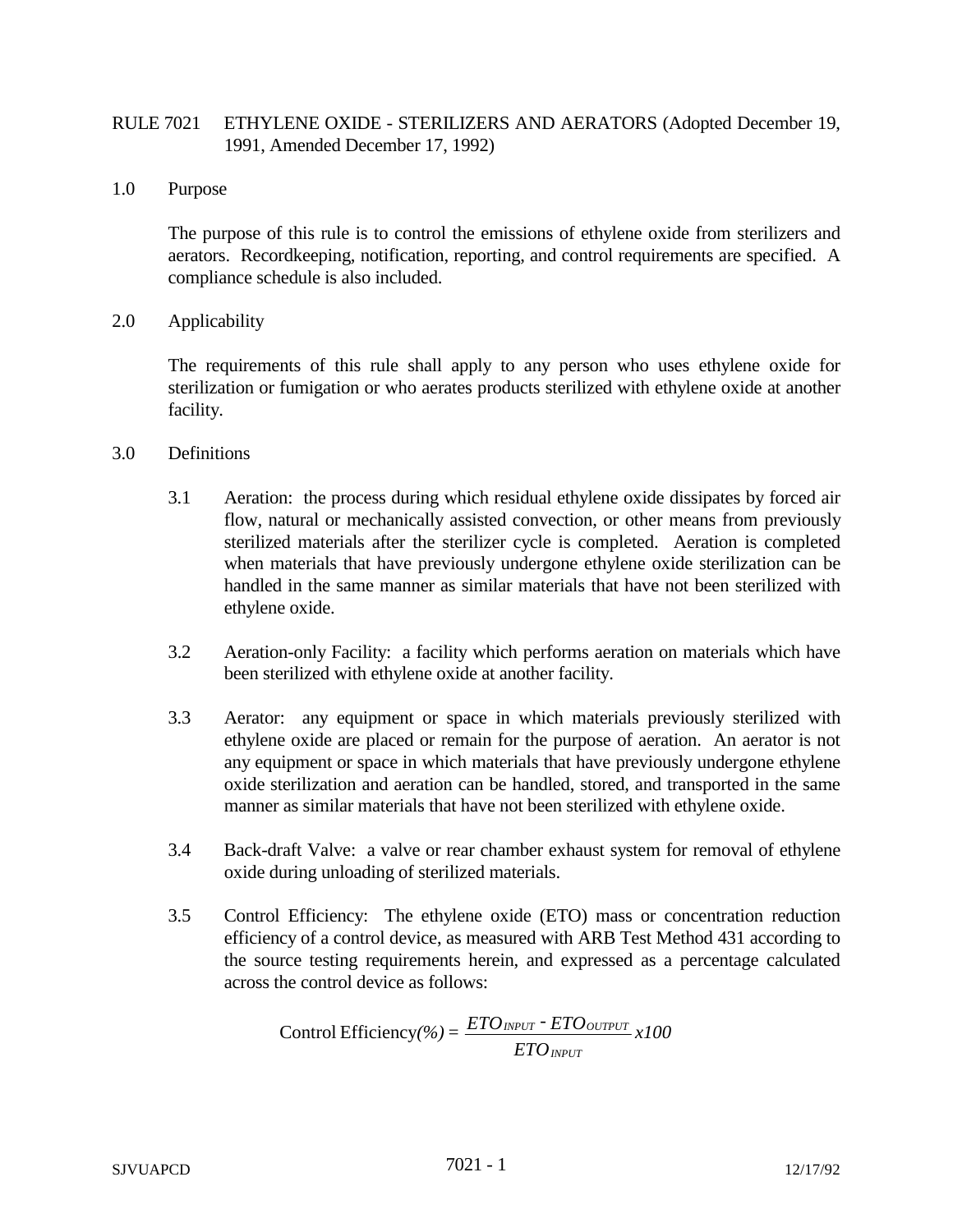# RULE 7021 ETHYLENE OXIDE - STERILIZERS AND AERATORS (Adopted December 19, 1991, Amended December 17, 1992)

## 1.0 Purpose

The purpose of this rule is to control the emissions of ethylene oxide from sterilizers and aerators. Recordkeeping, notification, reporting, and control requirements are specified. A compliance schedule is also included.

## 2.0 Applicability

The requirements of this rule shall apply to any person who uses ethylene oxide for sterilization or fumigation or who aerates products sterilized with ethylene oxide at another facility.

## 3.0 Definitions

3.1 Aeration: the process during which residual ethylene oxide dissipates by forced air flow, natural or mechanically assisted convection, or other means from previously sterilized materials after the sterilizer cycle is completed. Aeration is completed when materials that have previously undergone ethylene oxide sterilization can be handled in the same manner as similar materials that have not been sterilized with ethylene oxide.

3.2 Aeration-only Facility: a facility which performs aeration on materials which have been sterilized with ethylene oxide at another facility.

3.3 Aerator: any equipment or space in which materials previously sterilized with ethylene oxide are placed or remain for the purpose of aeration. An aerator is not any equipment or space in which materials that have previously undergone ethylene oxide sterilization and aeration can be handled, stored, and transported in the same manner as similar materials that have not been sterilized with ethylene oxide.

3.4 Back-draft Valve: a valve or rear chamber exhaust system for removal of ethylene oxide during unloading of sterilized materials.

3.5 Control Efficiency: The ethylene oxide (ETO) mass or concentration reduction efficiency of a control device, as measured with ARB Test Method 431 according to the source testing requirements herein, and expressed as a percentage calculated across the control device as follows:

$$\text{Control Efficiency}(\%) = \frac{ETO_{INPUT} - ETO_{OUTPUT}}{ETO_{INPUT}} x100$$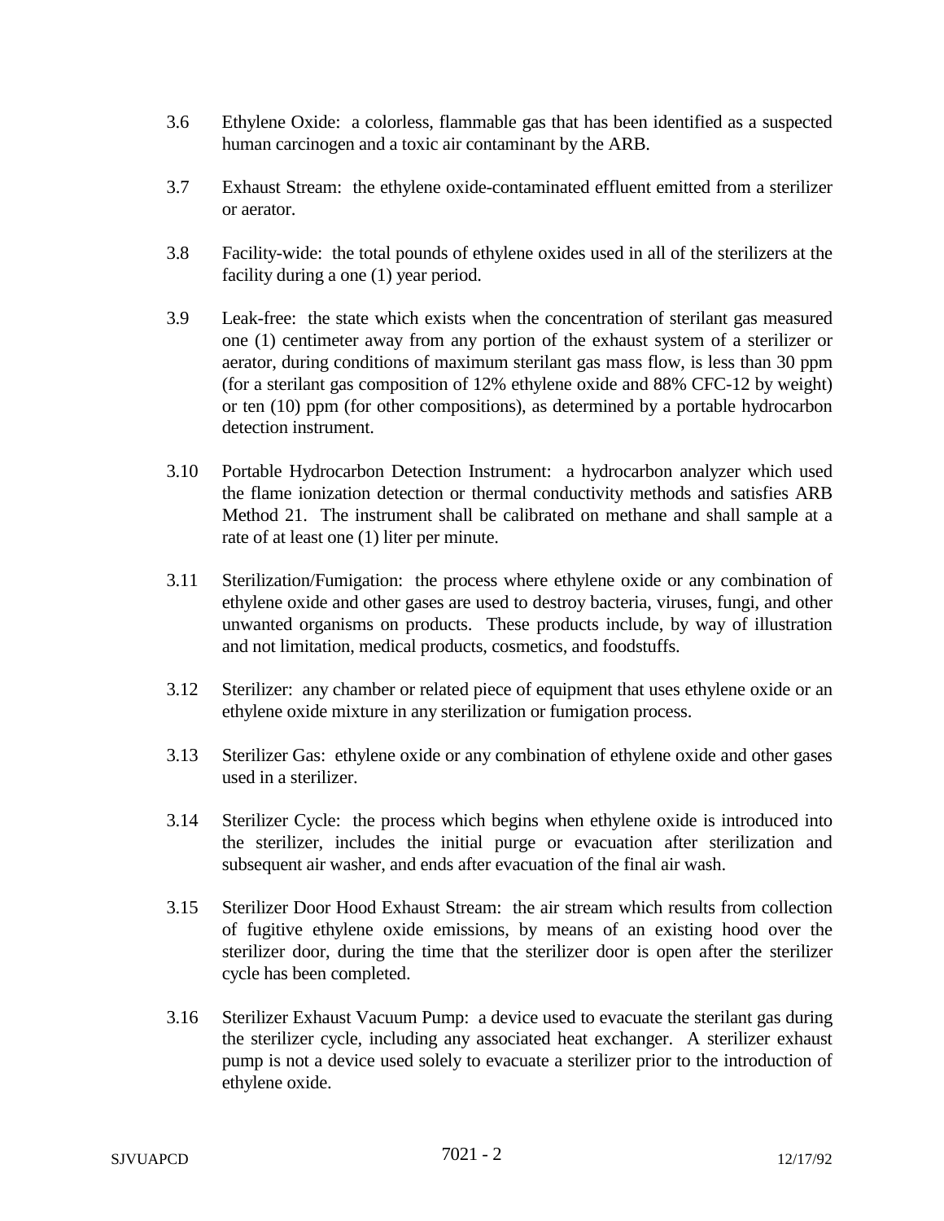3.6 Ethylene Oxide: a colorless, flammable gas that has been identified as a suspected human carcinogen and a toxic air contaminant by the ARB.

3.7 Exhaust Stream: the ethylene oxide-contaminated effluent emitted from a sterilizer or aerator.

3.8 Facility-wide: the total pounds of ethylene oxides used in all of the sterilizers at the facility during a one (1) year period.

3.9 Leak-free: the state which exists when the concentration of sterilant gas measured one (1) centimeter away from any portion of the exhaust system of a sterilizer or aerator, during conditions of maximum sterilant gas mass flow, is less than 30 ppm (for a sterilant gas composition of 12% ethylene oxide and 88% CFC-12 by weight) or ten (10) ppm (for other compositions), as determined by a portable hydrocarbon detection instrument.

3.10 Portable Hydrocarbon Detection Instrument: a hydrocarbon analyzer which used the flame ionization detection or thermal conductivity methods and satisfies ARB Method 21. The instrument shall be calibrated on methane and shall sample at a rate of at least one (1) liter per minute.

3.11 Sterilization/Fumigation: the process where ethylene oxide or any combination of ethylene oxide and other gases are used to destroy bacteria, viruses, fungi, and other unwanted organisms on products. These products include, by way of illustration and not limitation, medical products, cosmetics, and foodstuffs.

3.12 Sterilizer: any chamber or related piece of equipment that uses ethylene oxide or an ethylene oxide mixture in any sterilization or fumigation process.

3.13 Sterilizer Gas: ethylene oxide or any combination of ethylene oxide and other gases used in a sterilizer.

3.14 Sterilizer Cycle: the process which begins when ethylene oxide is introduced into the sterilizer, includes the initial purge or evacuation after sterilization and subsequent air washer, and ends after evacuation of the final air wash.

3.15 Sterilizer Door Hood Exhaust Stream: the air stream which results from collection of fugitive ethylene oxide emissions, by means of an existing hood over the sterilizer door, during the time that the sterilizer door is open after the sterilizer cycle has been completed.

3.16 Sterilizer Exhaust Vacuum Pump: a device used to evacuate the sterilant gas during the sterilizer cycle, including any associated heat exchanger. A sterilizer exhaust pump is not a device used solely to evacuate a sterilizer prior to the introduction of ethylene oxide.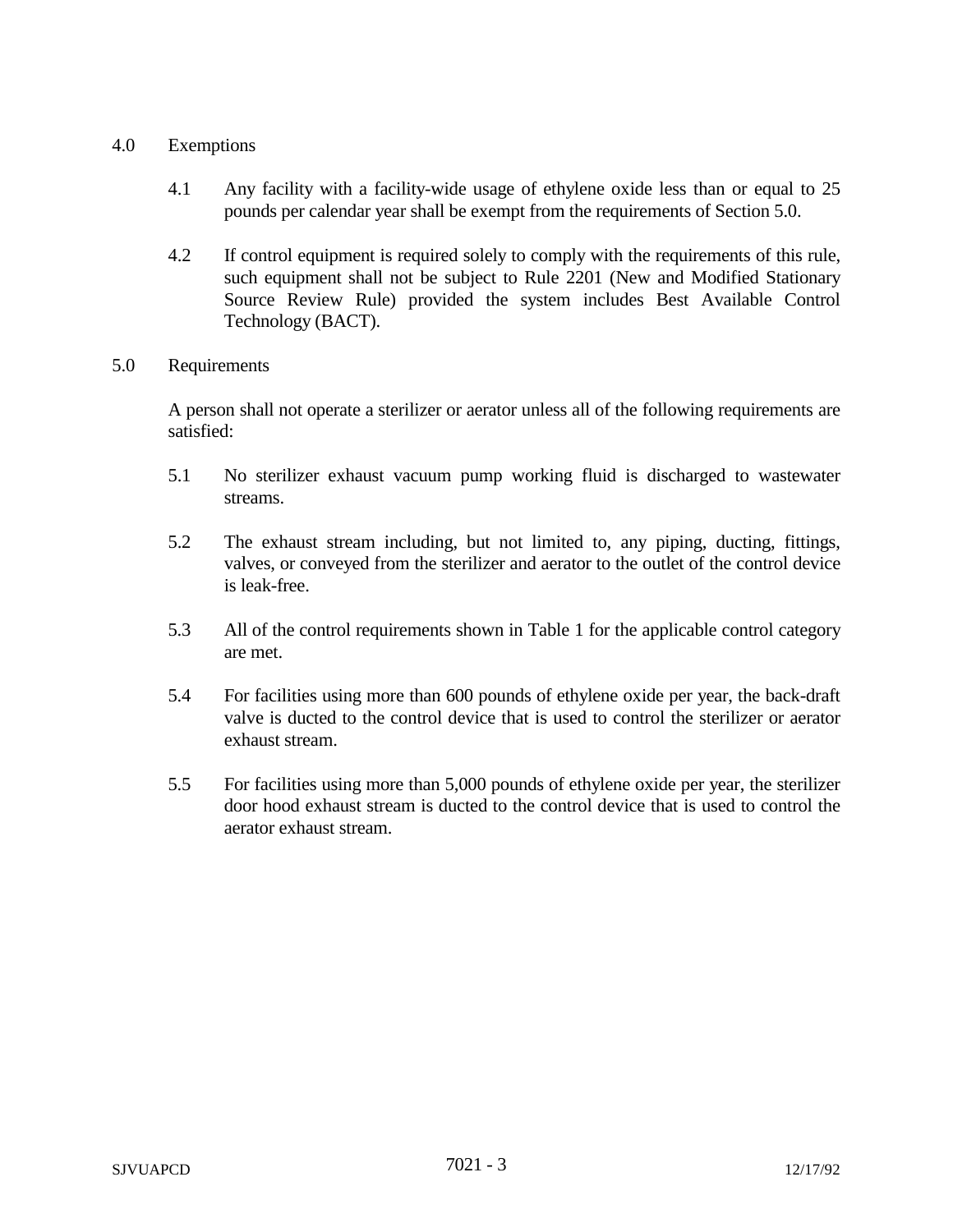## 4.0 Exemptions

4.1 Any facility with a facility-wide usage of ethylene oxide less than or equal to 25 pounds per calendar year shall be exempt from the requirements of Section 5.0.

4.2 If control equipment is required solely to comply with the requirements of this rule, such equipment shall not be subject to Rule 2201 (New and Modified Stationary Source Review Rule) provided the system includes Best Available Control Technology (BACT).

## 5.0 Requirements

A person shall not operate a sterilizer or aerator unless all of the following requirements are satisfied:

5.1 No sterilizer exhaust vacuum pump working fluid is discharged to wastewater streams.

5.2 The exhaust stream including, but not limited to, any piping, ducting, fittings, valves, or conveyed from the sterilizer and aerator to the outlet of the control device is leak-free.

5.3 All of the control requirements shown in Table 1 for the applicable control category are met.

5.4 For facilities using more than 600 pounds of ethylene oxide per year, the back-draft valve is ducted to the control device that is used to control the sterilizer or aerator exhaust stream.

5.5 For facilities using more than 5,000 pounds of ethylene oxide per year, the sterilizer door hood exhaust stream is ducted to the control device that is used to control the aerator exhaust stream.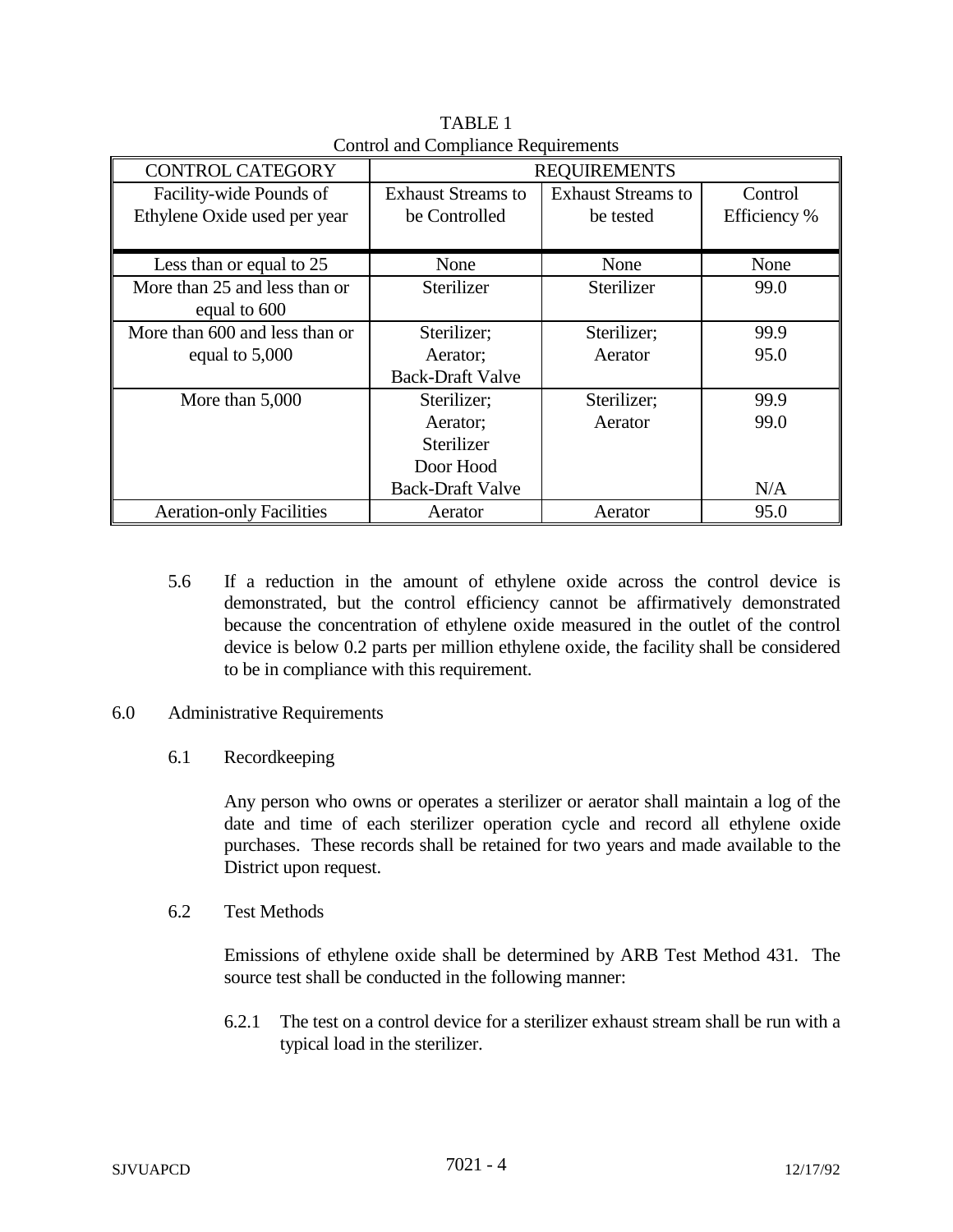TABLE 1
Control and Compliance Requirements

| CONTROL CATEGORY | REQUIREMENTS | | |
|---|---|---|---|
| Facility-wide Pounds of Ethylene Oxide used per year | Exhaust Streams to be Controlled | Exhaust Streams to be tested | Control Efficiency % |
| Less than or equal to 25 | None | None | None |
| More than 25 and less than or equal to 600 | Sterilizer | Sterilizer | 99.0 |
| More than 600 and less than or equal to 5,000 | Sterilizer;<br>Aerator;<br>Back-Draft Valve | Sterilizer;<br>Aerator | 99.9<br>95.0 |
| More than 5,000 | Sterilizer;<br>Aerator;<br>Sterilizer Door Hood<br>Back-Draft Valve | Sterilizer;<br>Aerator | 99.9<br>99.0<br><br>N/A |
| Aeration-only Facilities | Aerator | Aerator | 95.0 |

5.6 If a reduction in the amount of ethylene oxide across the control device is demonstrated, but the control efficiency cannot be affirmatively demonstrated because the concentration of ethylene oxide measured in the outlet of the control device is below 0.2 parts per million ethylene oxide, the facility shall be considered to be in compliance with this requirement.

## 6.0 Administrative Requirements

### 6.1 Recordkeeping

Any person who owns or operates a sterilizer or aerator shall maintain a log of the date and time of each sterilizer operation cycle and record all ethylene oxide purchases. These records shall be retained for two years and made available to the District upon request.

### 6.2 Test Methods

Emissions of ethylene oxide shall be determined by ARB Test Method 431. The source test shall be conducted in the following manner:

6.2.1 The test on a control device for a sterilizer exhaust stream shall be run with a typical load in the sterilizer.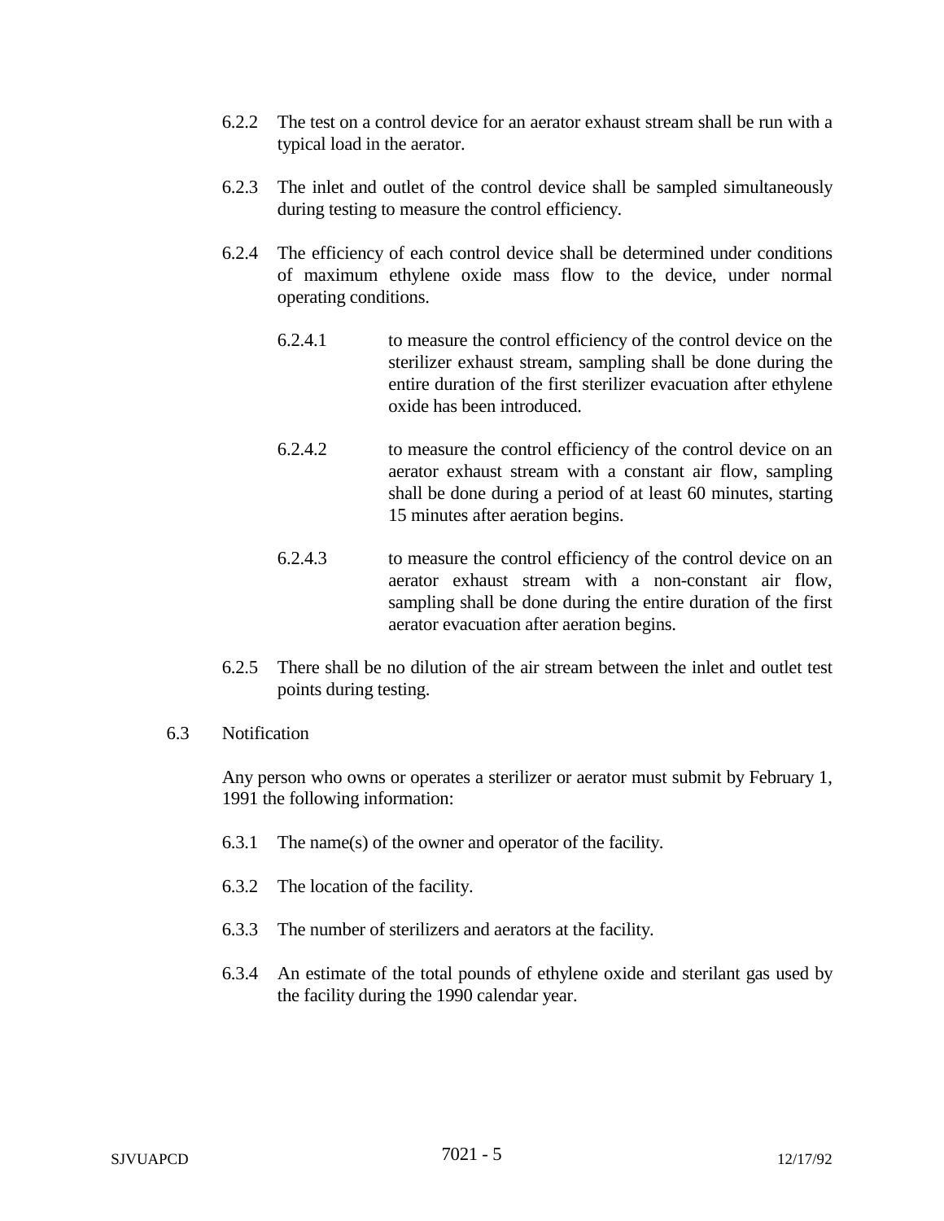6.2.2 The test on a control device for an aerator exhaust stream shall be run with a typical load in the aerator.

6.2.3 The inlet and outlet of the control device shall be sampled simultaneously during testing to measure the control efficiency.

6.2.4 The efficiency of each control device shall be determined under conditions of maximum ethylene oxide mass flow to the device, under normal operating conditions.

6.2.4.1 to measure the control efficiency of the control device on the sterilizer exhaust stream, sampling shall be done during the entire duration of the first sterilizer evacuation after ethylene oxide has been introduced.

6.2.4.2 to measure the control efficiency of the control device on an aerator exhaust stream with a constant air flow, sampling shall be done during a period of at least 60 minutes, starting 15 minutes after aeration begins.

6.2.4.3 to measure the control efficiency of the control device on an aerator exhaust stream with a non-constant air flow, sampling shall be done during the entire duration of the first aerator evacuation after aeration begins.

6.2.5 There shall be no dilution of the air stream between the inlet and outlet test points during testing.

6.3 Notification

Any person who owns or operates a sterilizer or aerator must submit by February 1, 1991 the following information:

6.3.1 The name(s) of the owner and operator of the facility.

6.3.2 The location of the facility.

6.3.3 The number of sterilizers and aerators at the facility.

6.3.4 An estimate of the total pounds of ethylene oxide and sterilant gas used by the facility during the 1990 calendar year.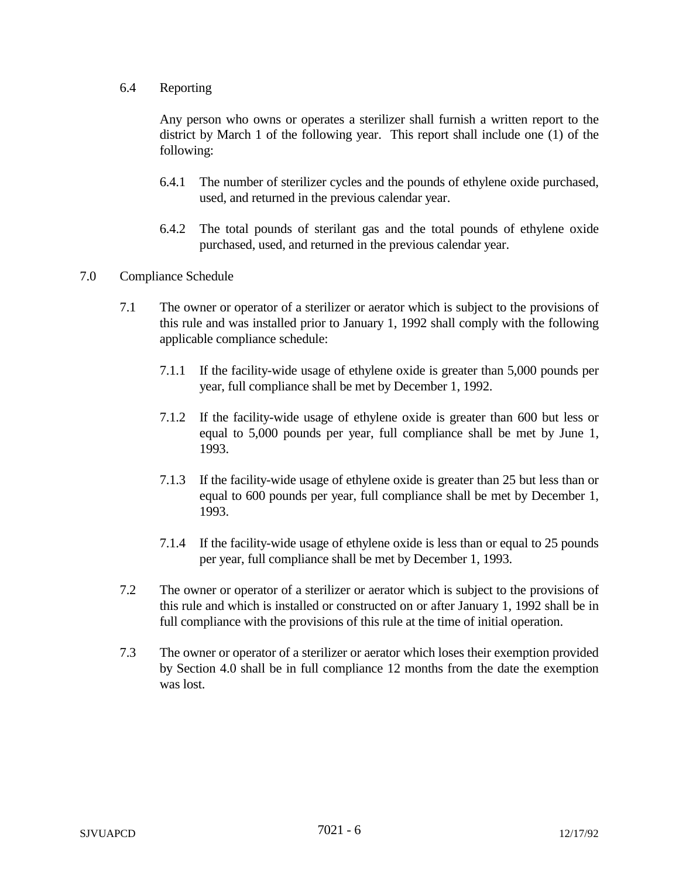6.4 Reporting

Any person who owns or operates a sterilizer shall furnish a written report to the district by March 1 of the following year. This report shall include one (1) of the following:

6.4.1 The number of sterilizer cycles and the pounds of ethylene oxide purchased, used, and returned in the previous calendar year.

6.4.2 The total pounds of sterilant gas and the total pounds of ethylene oxide purchased, used, and returned in the previous calendar year.

## 7.0 Compliance Schedule

7.1 The owner or operator of a sterilizer or aerator which is subject to the provisions of this rule and was installed prior to January 1, 1992 shall comply with the following applicable compliance schedule:

7.1.1 If the facility-wide usage of ethylene oxide is greater than 5,000 pounds per year, full compliance shall be met by December 1, 1992.

7.1.2 If the facility-wide usage of ethylene oxide is greater than 600 but less or equal to 5,000 pounds per year, full compliance shall be met by June 1, 1993.

7.1.3 If the facility-wide usage of ethylene oxide is greater than 25 but less than or equal to 600 pounds per year, full compliance shall be met by December 1, 1993.

7.1.4 If the facility-wide usage of ethylene oxide is less than or equal to 25 pounds per year, full compliance shall be met by December 1, 1993.

7.2 The owner or operator of a sterilizer or aerator which is subject to the provisions of this rule and which is installed or constructed on or after January 1, 1992 shall be in full compliance with the provisions of this rule at the time of initial operation.

7.3 The owner or operator of a sterilizer or aerator which loses their exemption provided by Section 4.0 shall be in full compliance 12 months from the date the exemption was lost.